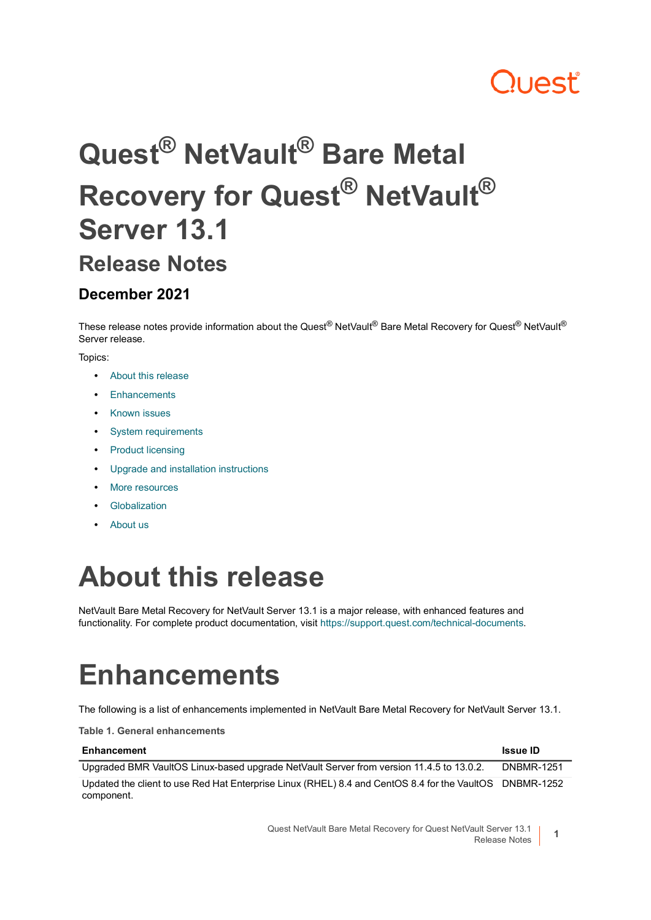# Quest® NetVault® Bare Metal Recovery for Quest® NetVault® Server 13.1

## Release Notes

### December 2021

These release notes provide information about the Quest® NetVault® Bare Metal Recovery for Quest® NetVault® Server release.

Topics:

- About this release
- Enhancements
- Known issues
- System requirements
- Product licensing
- Upgrade and installation instructions
- More resources
- Globalization
- About us

# About this release

NetVault Bare Metal Recovery for NetVault Server 13.1 is a major release, with enhanced features and functionality. For complete product documentation, visit https://support.quest.com/technical-documents.

# Enhancements

The following is a list of enhancements implemented in NetVault Bare Metal Recovery for NetVault Server 13.1.

**Table 1. General enhancements**

| Enhancement | Issue ID |
| --- | --- |
| Upgraded BMR VaultOS Linux-based upgrade NetVault Server from version 11.4.5 to 13.0.2. | DNBMR-1251 |
| Updated the client to use Red Hat Enterprise Linux (RHEL) 8.4 and CentOS 8.4 for the VaultOS component. | DNBMR-1252 |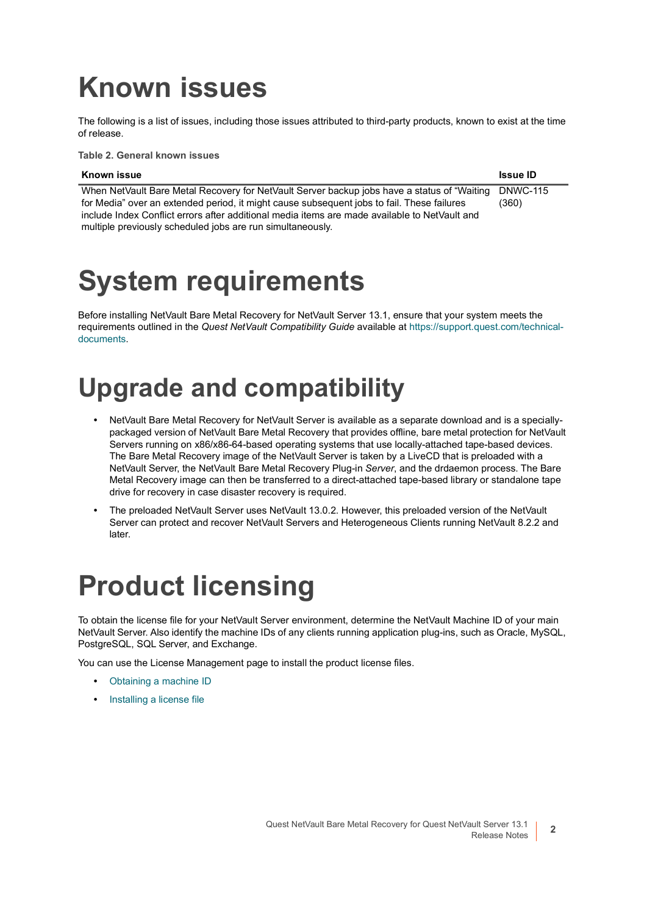# Known issues

The following is a list of issues, including those issues attributed to third-party products, known to exist at the time of release.

**Table 2. General known issues**

| Known issue | Issue ID |
| --- | --- |
| When NetVault Bare Metal Recovery for NetVault Server backup jobs have a status of "Waiting for Media" over an extended period, it might cause subsequent jobs to fail. These failures include Index Conflict errors after additional media items are made available to NetVault and multiple previously scheduled jobs are run simultaneously. | DNWC-115 (360) |

# System requirements

Before installing NetVault Bare Metal Recovery for NetVault Server 13.1, ensure that your system meets the requirements outlined in the *Quest NetVault Compatibility Guide* available at https://support.quest.com/technical-documents.

# Upgrade and compatibility

- NetVault Bare Metal Recovery for NetVault Server is available as a separate download and is a specially-packaged version of NetVault Bare Metal Recovery that provides offline, bare metal protection for NetVault Servers running on x86/x86-64-based operating systems that use locally-attached tape-based devices. The Bare Metal Recovery image of the NetVault Server is taken by a LiveCD that is preloaded with a NetVault Server, the NetVault Bare Metal Recovery Plug-in *Server*, and the drdaemon process. The Bare Metal Recovery image can then be transferred to a direct-attached tape-based library or standalone tape drive for recovery in case disaster recovery is required.
- The preloaded NetVault Server uses NetVault 13.0.2. However, this preloaded version of the NetVault Server can protect and recover NetVault Servers and Heterogeneous Clients running NetVault 8.2.2 and later.

# Product licensing

To obtain the license file for your NetVault Server environment, determine the NetVault Machine ID of your main NetVault Server. Also identify the machine IDs of any clients running application plug-ins, such as Oracle, MySQL, PostgreSQL, SQL Server, and Exchange.

You can use the License Management page to install the product license files.

- Obtaining a machine ID
- Installing a license file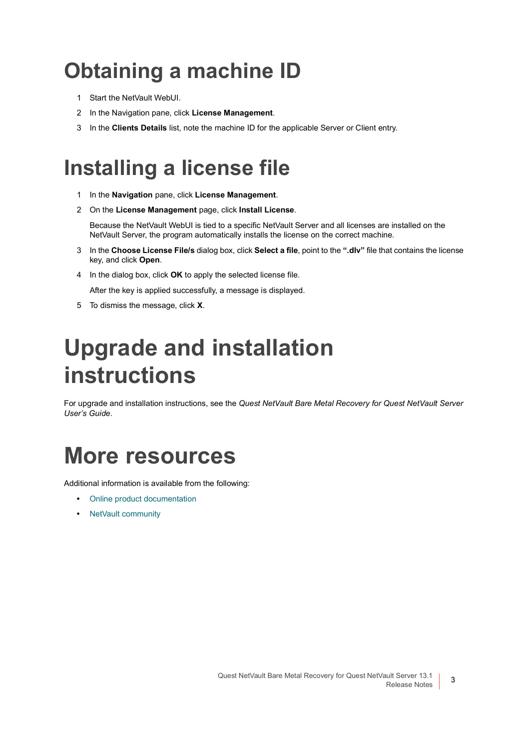# Obtaining a machine ID

1. Start the NetVault WebUI.
2. In the Navigation pane, click **License Management**.
3. In the **Clients Details** list, note the machine ID for the applicable Server or Client entry.

# Installing a license file

1. In the **Navigation** pane, click **License Management**.
2. On the **License Management** page, click **Install License**.

   Because the NetVault WebUI is tied to a specific NetVault Server and all licenses are installed on the NetVault Server, the program automatically installs the license on the correct machine.

3. In the **Choose License File/s** dialog box, click **Select a file**, point to the **".dlv"** file that contains the license key, and click **Open**.
4. In the dialog box, click **OK** to apply the selected license file.

   After the key is applied successfully, a message is displayed.

5. To dismiss the message, click **X**.

# Upgrade and installation instructions

For upgrade and installation instructions, see the *Quest NetVault Bare Metal Recovery for Quest NetVault Server User's Guide*.

# More resources

Additional information is available from the following:

- Online product documentation
- NetVault community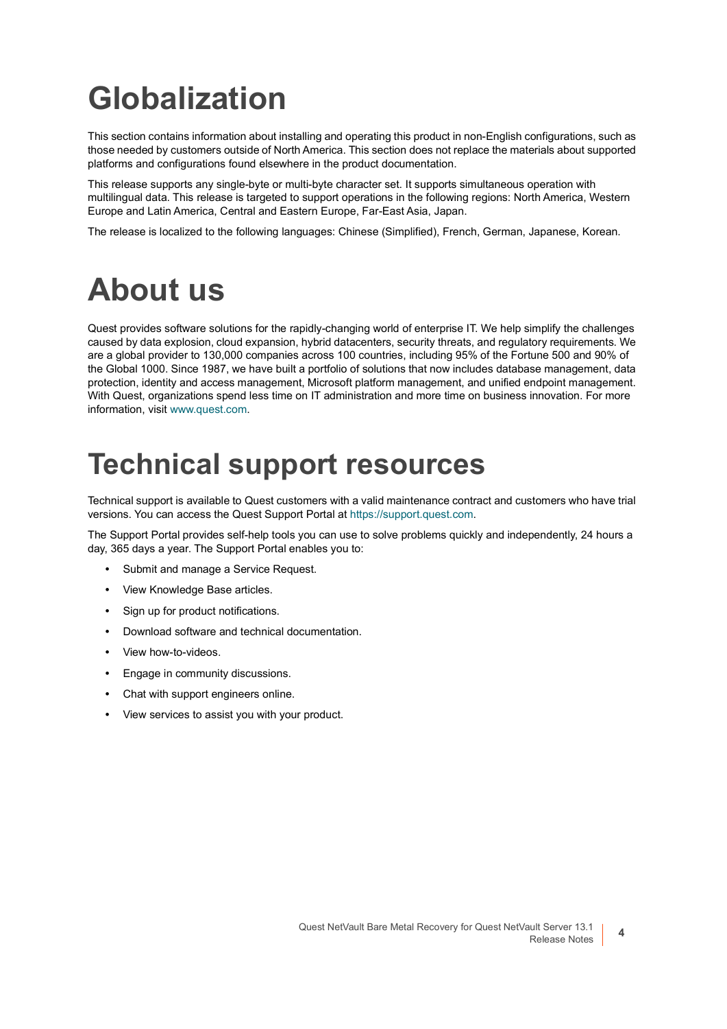# Globalization

This section contains information about installing and operating this product in non-English configurations, such as those needed by customers outside of North America. This section does not replace the materials about supported platforms and configurations found elsewhere in the product documentation.

This release supports any single-byte or multi-byte character set. It supports simultaneous operation with multilingual data. This release is targeted to support operations in the following regions: North America, Western Europe and Latin America, Central and Eastern Europe, Far-East Asia, Japan.

The release is localized to the following languages: Chinese (Simplified), French, German, Japanese, Korean.

# About us

Quest provides software solutions for the rapidly-changing world of enterprise IT. We help simplify the challenges caused by data explosion, cloud expansion, hybrid datacenters, security threats, and regulatory requirements. We are a global provider to 130,000 companies across 100 countries, including 95% of the Fortune 500 and 90% of the Global 1000. Since 1987, we have built a portfolio of solutions that now includes database management, data protection, identity and access management, Microsoft platform management, and unified endpoint management. With Quest, organizations spend less time on IT administration and more time on business innovation. For more information, visit www.quest.com.

# Technical support resources

Technical support is available to Quest customers with a valid maintenance contract and customers who have trial versions. You can access the Quest Support Portal at https://support.quest.com.

The Support Portal provides self-help tools you can use to solve problems quickly and independently, 24 hours a day, 365 days a year. The Support Portal enables you to:

- Submit and manage a Service Request.
- View Knowledge Base articles.
- Sign up for product notifications.
- Download software and technical documentation.
- View how-to-videos.
- Engage in community discussions.
- Chat with support engineers online.
- View services to assist you with your product.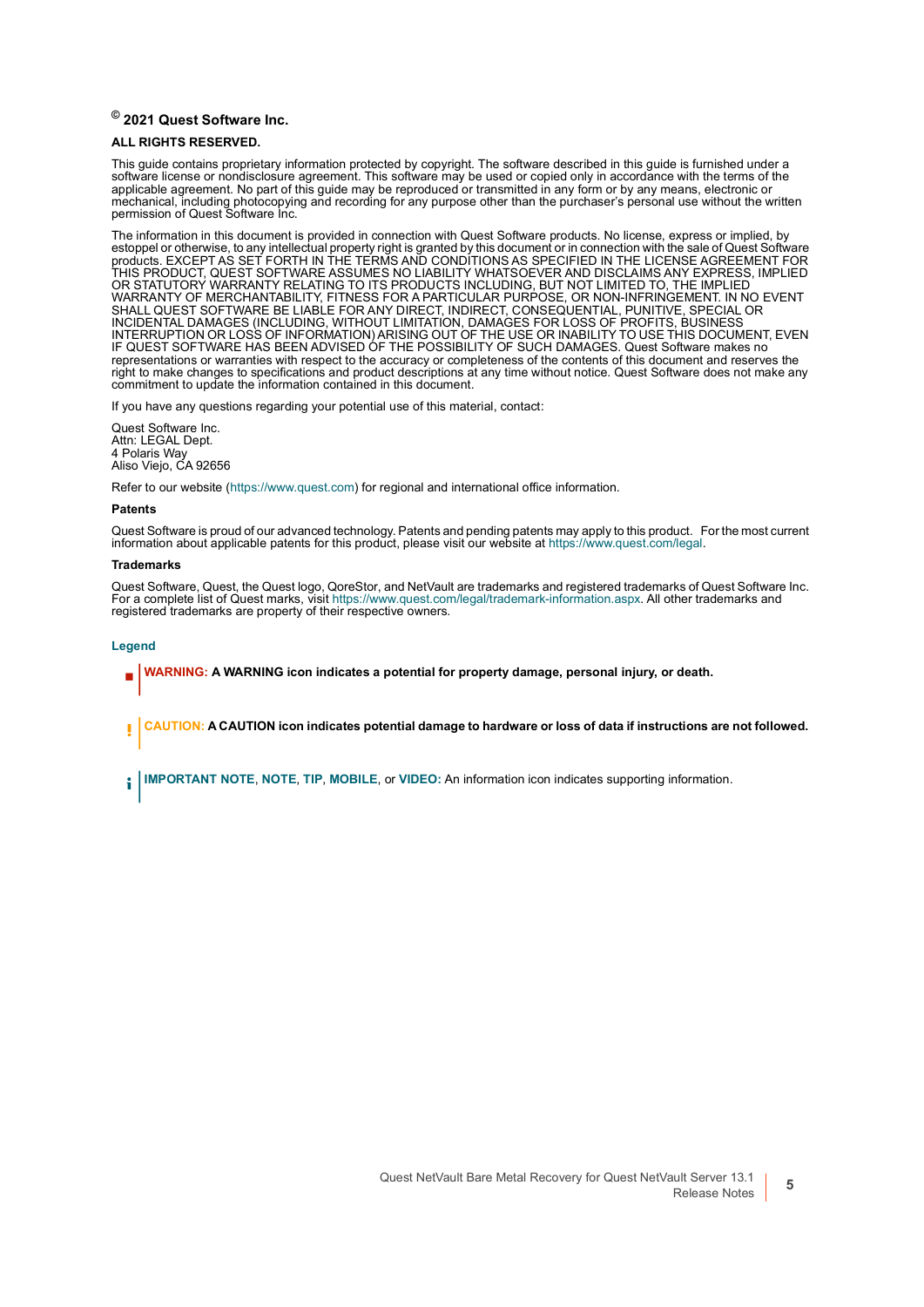**© 2021 Quest Software Inc.**

**ALL RIGHTS RESERVED.**

This guide contains proprietary information protected by copyright. The software described in this guide is furnished under a software license or nondisclosure agreement. This software may be used or copied only in accordance with the terms of the applicable agreement. No part of this guide may be reproduced or transmitted in any form or by any means, electronic or mechanical, including photocopying and recording for any purpose other than the purchaser's personal use without the written permission of Quest Software Inc.

The information in this document is provided in connection with Quest Software products. No license, express or implied, by estoppel or otherwise, to any intellectual property right is granted by this document or in connection with the sale of Quest Software products. EXCEPT AS SET FORTH IN THE TERMS AND CONDITIONS AS SPECIFIED IN THE LICENSE AGREEMENT FOR THIS PRODUCT, QUEST SOFTWARE ASSUMES NO LIABILITY WHATSOEVER AND DISCLAIMS ANY EXPRESS, IMPLIED OR STATUTORY WARRANTY RELATING TO ITS PRODUCTS INCLUDING, BUT NOT LIMITED TO, THE IMPLIED WARRANTY OF MERCHANTABILITY, FITNESS FOR A PARTICULAR PURPOSE, OR NON-INFRINGEMENT. IN NO EVENT SHALL QUEST SOFTWARE BE LIABLE FOR ANY DIRECT, INDIRECT, CONSEQUENTIAL, PUNITIVE, SPECIAL OR INCIDENTAL DAMAGES (INCLUDING, WITHOUT LIMITATION, DAMAGES FOR LOSS OF PROFITS, BUSINESS INTERRUPTION OR LOSS OF INFORMATION) ARISING OUT OF THE USE OR INABILITY TO USE THIS DOCUMENT, EVEN IF QUEST SOFTWARE HAS BEEN ADVISED OF THE POSSIBILITY OF SUCH DAMAGES. Quest Software makes no representations or warranties with respect to the accuracy or completeness of the contents of this document and reserves the right to make changes to specifications and product descriptions at any time without notice. Quest Software does not make any commitment to update the information contained in this document.

If you have any questions regarding your potential use of this material, contact:

Quest Software Inc.
Attn: LEGAL Dept.
4 Polaris Way
Aliso Viejo, CA 92656

Refer to our website (https://www.quest.com) for regional and international office information.

**Patents**

Quest Software is proud of our advanced technology. Patents and pending patents may apply to this product. For the most current information about applicable patents for this product, please visit our website at https://www.quest.com/legal.

**Trademarks**

Quest Software, Quest, the Quest logo, QoreStor, and NetVault are trademarks and registered trademarks of Quest Software Inc. For a complete list of Quest marks, visit https://www.quest.com/legal/trademark-information.aspx. All other trademarks and registered trademarks are property of their respective owners.

**Legend**

**WARNING: A WARNING icon indicates a potential for property damage, personal injury, or death.**

**CAUTION: A CAUTION icon indicates potential damage to hardware or loss of data if instructions are not followed.**

**IMPORTANT NOTE**, **NOTE**, **TIP**, **MOBILE**, or **VIDEO:** An information icon indicates supporting information.